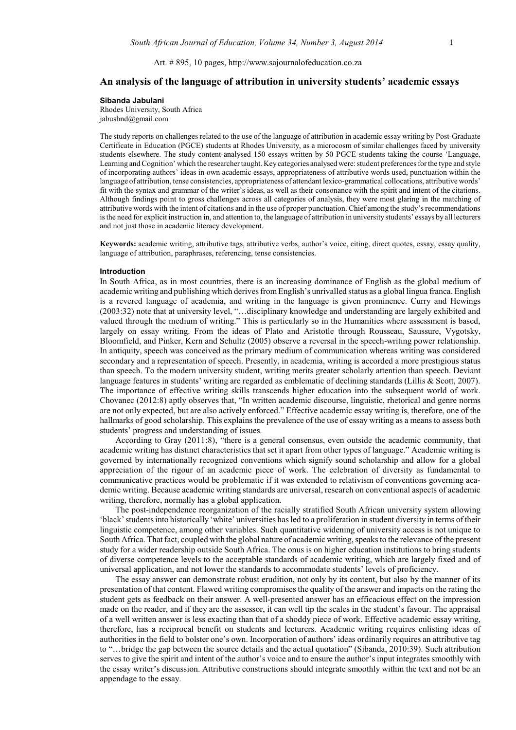Art. # 895, 10 pages, http://www.sajournalofeducation.co.za

# An analysis of the language of attribution in university students' academic essays

**Sibanda Jabulani**
Rhodes University, South Africa
jabusbnd@gmail.com

The study reports on challenges related to the use of the language of attribution in academic essay writing by Post-Graduate Certificate in Education (PGCE) students at Rhodes University, as a microcosm of similar challenges faced by university students elsewhere. The study content-analysed 150 essays written by 50 PGCE students taking the course 'Language, Learning and Cognition' which the researcher taught. Key categories analysed were: student preferences for the type and style of incorporating authors' ideas in own academic essays, appropriateness of attributive words used, punctuation within the language of attribution, tense consistencies, appropriateness of attendant lexico-grammatical collocations, attributive words' fit with the syntax and grammar of the writer's ideas, as well as their consonance with the spirit and intent of the citations. Although findings point to gross challenges across all categories of analysis, they were most glaring in the matching of attributive words with the intent of citations and in the use of proper punctuation. Chief among the study's recommendations is the need for explicit instruction in, and attention to, the language of attribution in university students' essays by all lecturers and not just those in academic literacy development.

**Keywords:** academic writing, attributive tags, attributive verbs, author's voice, citing, direct quotes, essay, essay quality, language of attribution, paraphrases, referencing, tense consistencies.

## Introduction

In South Africa, as in most countries, there is an increasing dominance of English as the global medium of academic writing and publishing which derives from English's unrivalled status as a global lingua franca. English is a revered language of academia, and writing in the language is given prominence. Curry and Hewings (2003:32) note that at university level, "…disciplinary knowledge and understanding are largely exhibited and valued through the medium of writing." This is particularly so in the Humanities where assessment is based, largely on essay writing. From the ideas of Plato and Aristotle through Rousseau, Saussure, Vygotsky, Bloomfield, and Pinker, Kern and Schultz (2005) observe a reversal in the speech-writing power relationship. In antiquity, speech was conceived as the primary medium of communication whereas writing was considered secondary and a representation of speech. Presently, in academia, writing is accorded a more prestigious status than speech. To the modern university student, writing merits greater scholarly attention than speech. Deviant language features in students' writing are regarded as emblematic of declining standards (Lillis & Scott, 2007). The importance of effective writing skills transcends higher education into the subsequent world of work. Chovanec (2012:8) aptly observes that, "In written academic discourse, linguistic, rhetorical and genre norms are not only expected, but are also actively enforced." Effective academic essay writing is, therefore, one of the hallmarks of good scholarship. This explains the prevalence of the use of essay writing as a means to assess both students' progress and understanding of issues.

According to Gray (2011:8), "there is a general consensus, even outside the academic community, that academic writing has distinct characteristics that set it apart from other types of language." Academic writing is governed by internationally recognized conventions which signify sound scholarship and allow for a global appreciation of the rigour of an academic piece of work. The celebration of diversity as fundamental to communicative practices would be problematic if it was extended to relativism of conventions governing academic writing. Because academic writing standards are universal, research on conventional aspects of academic writing, therefore, normally has a global application.

The post-independence reorganization of the racially stratified South African university system allowing 'black' students into historically 'white' universities has led to a proliferation in student diversity in terms of their linguistic competence, among other variables. Such quantitative widening of university access is not unique to South Africa. That fact, coupled with the global nature of academic writing, speaks to the relevance of the present study for a wider readership outside South Africa. The onus is on higher education institutions to bring students of diverse competence levels to the acceptable standards of academic writing, which are largely fixed and of universal application, and not lower the standards to accommodate students' levels of proficiency.

The essay answer can demonstrate robust erudition, not only by its content, but also by the manner of its presentation of that content. Flawed writing compromises the quality of the answer and impacts on the rating the student gets as feedback on their answer. A well-presented answer has an efficacious effect on the impression made on the reader, and if they are the assessor, it can well tip the scales in the student's favour. The appraisal of a well written answer is less exacting than that of a shoddy piece of work. Effective academic essay writing, therefore, has a reciprocal benefit on students and lecturers. Academic writing requires enlisting ideas of authorities in the field to bolster one's own. Incorporation of authors' ideas ordinarily requires an attributive tag to "…bridge the gap between the source details and the actual quotation" (Sibanda, 2010:39). Such attribution serves to give the spirit and intent of the author's voice and to ensure the author's input integrates smoothly with the essay writer's discussion. Attributive constructions should integrate smoothly within the text and not be an appendage to the essay.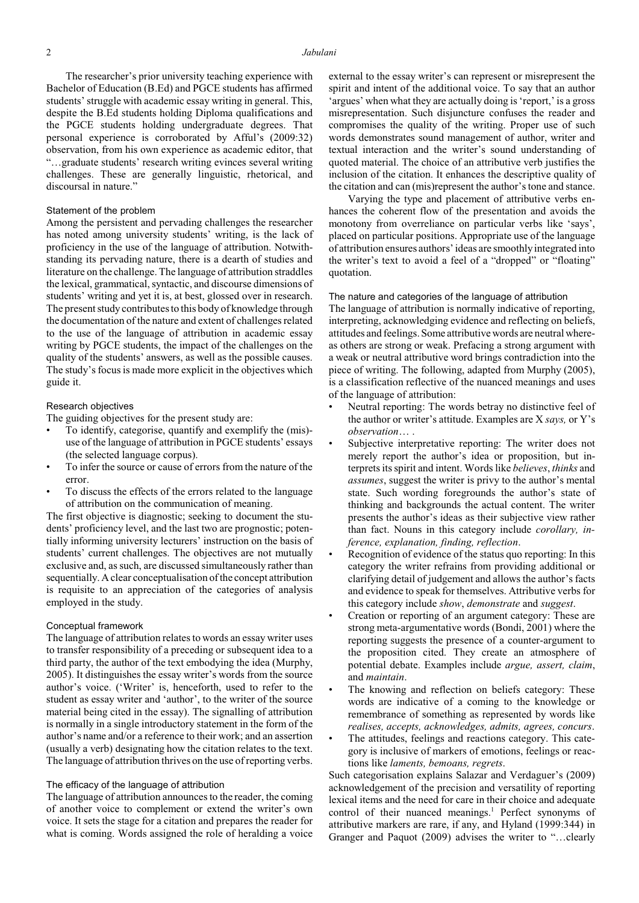The researcher's prior university teaching experience with Bachelor of Education (B.Ed) and PGCE students has affirmed students' struggle with academic essay writing in general. This, despite the B.Ed students holding Diploma qualifications and the PGCE students holding undergraduate degrees. That personal experience is corroborated by Afful's (2009:32) observation, from his own experience as academic editor, that "…graduate students' research writing evinces several writing challenges. These are generally linguistic, rhetorical, and discoursal in nature."

### Statement of the problem

Among the persistent and pervading challenges the researcher has noted among university students' writing, is the lack of proficiency in the use of the language of attribution. Notwithstanding its pervading nature, there is a dearth of studies and literature on the challenge. The language of attribution straddles the lexical, grammatical, syntactic, and discourse dimensions of students' writing and yet it is, at best, glossed over in research. The present study contributes to this body of knowledge through the documentation of the nature and extent of challenges related to the use of the language of attribution in academic essay writing by PGCE students, the impact of the challenges on the quality of the students' answers, as well as the possible causes. The study's focus is made more explicit in the objectives which guide it.

### Research objectives

The guiding objectives for the present study are:

- To identify, categorise, quantify and exemplify the (mis)-use of the language of attribution in PGCE students' essays (the selected language corpus).
- To infer the source or cause of errors from the nature of the error.
- To discuss the effects of the errors related to the language of attribution on the communication of meaning.

The first objective is diagnostic; seeking to document the students' proficiency level, and the last two are prognostic; potentially informing university lecturers' instruction on the basis of students' current challenges. The objectives are not mutually exclusive and, as such, are discussed simultaneously rather than sequentially. A clear conceptualisation of the concept attribution is requisite to an appreciation of the categories of analysis employed in the study.

### Conceptual framework

The language of attribution relates to words an essay writer uses to transfer responsibility of a preceding or subsequent idea to a third party, the author of the text embodying the idea (Murphy, 2005). It distinguishes the essay writer's words from the source author's voice. ('Writer' is, henceforth, used to refer to the student as essay writer and 'author', to the writer of the source material being cited in the essay). The signalling of attribution is normally in a single introductory statement in the form of the author's name and/or a reference to their work; and an assertion (usually a verb) designating how the citation relates to the text. The language of attribution thrives on the use of reporting verbs.

### The efficacy of the language of attribution

The language of attribution announces to the reader, the coming of another voice to complement or extend the writer's own voice. It sets the stage for a citation and prepares the reader for what is coming. Words assigned the role of heralding a voice external to the essay writer's can represent or misrepresent the spirit and intent of the additional voice. To say that an author 'argues' when what they are actually doing is 'report,' is a gross misrepresentation. Such disjuncture confuses the reader and compromises the quality of the writing. Proper use of such words demonstrates sound management of author, writer and textual interaction and the writer's sound understanding of quoted material. The choice of an attributive verb justifies the inclusion of the citation. It enhances the descriptive quality of the citation and can (mis)represent the author's tone and stance.

Varying the type and placement of attributive verbs enhances the coherent flow of the presentation and avoids the monotony from overreliance on particular verbs like 'says', placed on particular positions. Appropriate use of the language of attribution ensures authors' ideas are smoothly integrated into the writer's text to avoid a feel of a "dropped" or "floating" quotation.

### The nature and categories of the language of attribution

The language of attribution is normally indicative of reporting, interpreting, acknowledging evidence and reflecting on beliefs, attitudes and feelings. Some attributive words are neutral whereas others are strong or weak. Prefacing a strong argument with a weak or neutral attributive word brings contradiction into the piece of writing. The following, adapted from Murphy (2005), is a classification reflective of the nuanced meanings and uses of the language of attribution:

- Neutral reporting: The words betray no distinctive feel of the author or writer's attitude. Examples are X *says,* or Y's *observation*… .
- Subjective interpretative reporting: The writer does not merely report the author's idea or proposition, but interprets its spirit and intent. Words like *believes*, *thinks* and *assumes*, suggest the writer is privy to the author's mental state. Such wording foregrounds the author's state of thinking and backgrounds the actual content. The writer presents the author's ideas as their subjective view rather than fact. Nouns in this category include *corollary, inference, explanation, finding, reflection*.
- Recognition of evidence of the status quo reporting: In this category the writer refrains from providing additional or clarifying detail of judgement and allows the author's facts and evidence to speak for themselves. Attributive verbs for this category include *show*, *demonstrate* and *suggest*.
- Creation or reporting of an argument category: These are strong meta-argumentative words (Bondi, 2001) where the reporting suggests the presence of a counter-argument to the proposition cited. They create an atmosphere of potential debate. Examples include *argue, assert, claim*, and *maintain*.
- The knowing and reflection on beliefs category: These words are indicative of a coming to the knowledge or remembrance of something as represented by words like *realises, accepts, acknowledges, admits, agrees, concurs*.
- The attitudes, feelings and reactions category. This category is inclusive of markers of emotions, feelings or reactions like *laments, bemoans, regrets*.

Such categorisation explains Salazar and Verdaguer's (2009) acknowledgement of the precision and versatility of reporting lexical items and the need for care in their choice and adequate control of their nuanced meanings.[1] Perfect synonyms of attributive markers are rare, if any, and Hyland (1999:344) in Granger and Paquot (2009) advises the writer to "…clearly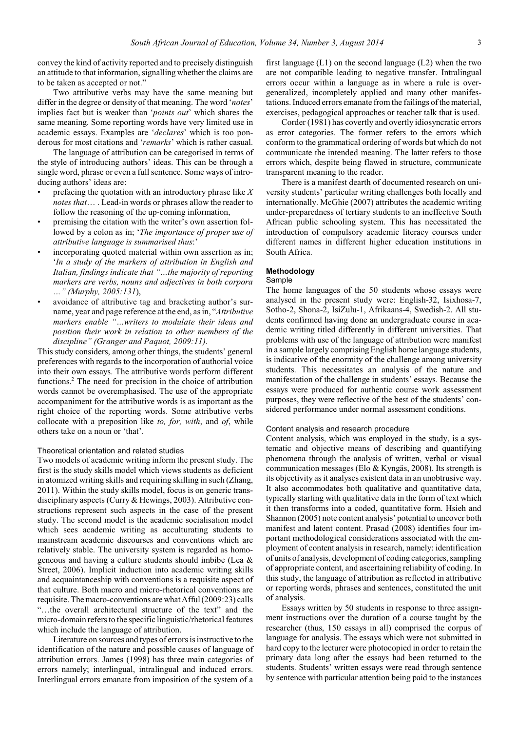convey the kind of activity reported and to precisely distinguish an attitude to that information, signalling whether the claims are to be taken as accepted or not."

Two attributive verbs may have the same meaning but differ in the degree or density of that meaning. The word '*notes*' implies fact but is weaker than '*points out*' which shares the same meaning. Some reporting words have very limited use in academic essays. Examples are '*declares*' which is too ponderous for most citations and '*remarks*' which is rather casual.

The language of attribution can be categorised in terms of the style of introducing authors' ideas. This can be through a single word, phrase or even a full sentence. Some ways of introducing authors' ideas are:

- prefacing the quotation with an introductory phrase like *X notes that*… . Lead-in words or phrases allow the reader to follow the reasoning of the up-coming information,
- premising the citation with the writer's own assertion followed by a colon as in; '*The importance of proper use of attributive language is summarised thus*:'
- incorporating quoted material within own assertion as in; '*In a study of the markers of attribution in English and Italian, findings indicate that "…the majority of reporting markers are verbs, nouns and adjectives in both corpora …" (Murphy, 2005:131*),
- avoidance of attributive tag and bracketing author's surname, year and page reference at the end, as in, "*Attributive markers enable "…writers to modulate their ideas and position their work in relation to other members of the discipline" (Granger and Paquot, 2009:11)*.

This study considers, among other things, the students' general preferences with regards to the incorporation of authorial voice into their own essays. The attributive words perform different functions.[2] The need for precision in the choice of attribution words cannot be overemphasised. The use of the appropriate accompaniment for the attributive words is as important as the right choice of the reporting words. Some attributive verbs collocate with a preposition like *to, for, with*, and *of*, while others take on a noun or 'that'.

### Theoretical orientation and related studies

Two models of academic writing inform the present study. The first is the study skills model which views students as deficient in atomized writing skills and requiring skilling in such (Zhang, 2011). Within the study skills model, focus is on generic transdisciplinary aspects (Curry & Hewings, 2003). Attributive constructions represent such aspects in the case of the present study. The second model is the academic socialisation model which sees academic writing as acculturating students to mainstream academic discourses and conventions which are relatively stable. The university system is regarded as homogeneous and having a culture students should imbibe (Lea & Street, 2006). Implicit induction into academic writing skills and acquaintanceship with conventions is a requisite aspect of that culture. Both macro and micro-rhetorical conventions are requisite. The macro-conventions are what Afful (2009:23) calls "…the overall architectural structure of the text" and the micro-domain refers to the specific linguistic/rhetorical features which include the language of attribution.

Literature on sources and types of errors is instructive to the identification of the nature and possible causes of language of attribution errors. James (1998) has three main categories of errors namely; interlingual, intralingual and induced errors. Interlingual errors emanate from imposition of the system of a first language (L1) on the second language (L2) when the two are not compatible leading to negative transfer. Intralingual errors occur within a language as in where a rule is overgeneralized, incompletely applied and many other manifestations. Induced errors emanate from the failings of the material, exercises, pedagogical approaches or teacher talk that is used.

Corder (1981) has covertly and overtly idiosyncratic errors as error categories. The former refers to the errors which conform to the grammatical ordering of words but which do not communicate the intended meaning. The latter refers to those errors which, despite being flawed in structure, communicate transparent meaning to the reader.

There is a manifest dearth of documented research on university students' particular writing challenges both locally and internationally. McGhie (2007) attributes the academic writing under-preparedness of tertiary students to an ineffective South African public schooling system. This has necessitated the introduction of compulsory academic literacy courses under different names in different higher education institutions in South Africa.

## Methodology

### Sample

The home languages of the 50 students whose essays were analysed in the present study were: English-32, Isixhosa-7, Sotho-2, Shona-2, IsiZulu-1, Afrikaans-4, Swedish-2. All students confirmed having done an undergraduate course in academic writing titled differently in different universities. That problems with use of the language of attribution were manifest in a sample largely comprising English home language students, is indicative of the enormity of the challenge among university students. This necessitates an analysis of the nature and manifestation of the challenge in students' essays. Because the essays were produced for authentic course work assessment purposes, they were reflective of the best of the students' considered performance under normal assessment conditions.

### Content analysis and research procedure

Content analysis, which was employed in the study, is a systematic and objective means of describing and quantifying phenomena through the analysis of written, verbal or visual communication messages (Elo & Kyngäs, 2008). Its strength is its objectivity as it analyses existent data in an unobtrusive way. It also accommodates both qualitative and quantitative data, typically starting with qualitative data in the form of text which it then transforms into a coded, quantitative form. Hsieh and Shannon (2005) note content analysis' potential to uncover both manifest and latent content. Prasad (2008) identifies four important methodological considerations associated with the employment of content analysis in research, namely: identification of units of analysis, development of coding categories, sampling of appropriate content, and ascertaining reliability of coding. In this study, the language of attribution as reflected in attributive or reporting words, phrases and sentences, constituted the unit of analysis.

Essays written by 50 students in response to three assignment instructions over the duration of a course taught by the researcher (thus, 150 essays in all) comprised the corpus of language for analysis. The essays which were not submitted in hard copy to the lecturer were photocopied in order to retain the primary data long after the essays had been returned to the students. Students' written essays were read through sentence by sentence with particular attention being paid to the instances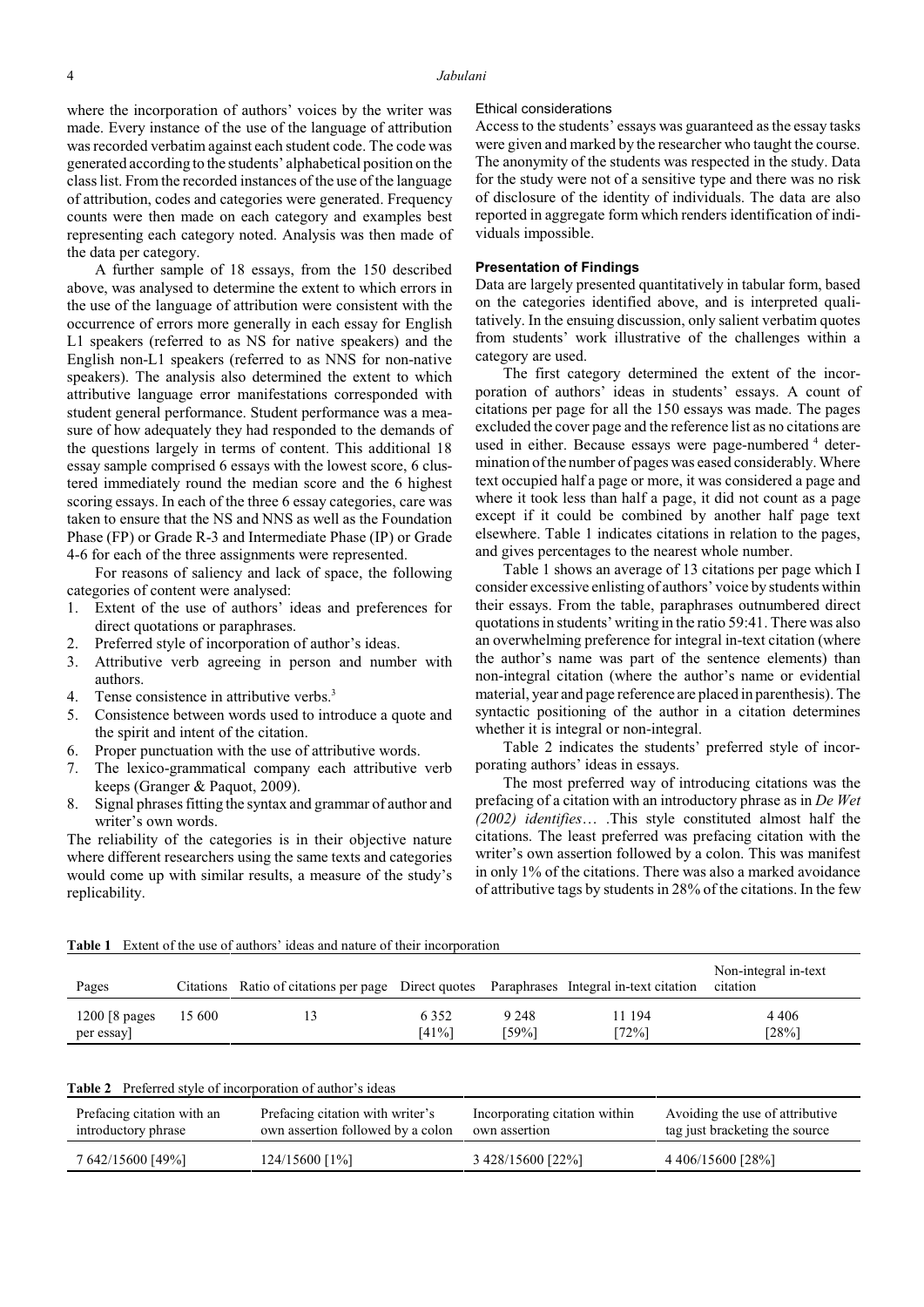where the incorporation of authors' voices by the writer was made. Every instance of the use of the language of attribution was recorded verbatim against each student code. The code was generated according to the students' alphabetical position on the class list. From the recorded instances of the use of the language of attribution, codes and categories were generated. Frequency counts were then made on each category and examples best representing each category noted. Analysis was then made of the data per category.

A further sample of 18 essays, from the 150 described above, was analysed to determine the extent to which errors in the use of the language of attribution were consistent with the occurrence of errors more generally in each essay for English L1 speakers (referred to as NS for native speakers) and the English non-L1 speakers (referred to as NNS for non-native speakers). The analysis also determined the extent to which attributive language error manifestations corresponded with student general performance. Student performance was a measure of how adequately they had responded to the demands of the questions largely in terms of content. This additional 18 essay sample comprised 6 essays with the lowest score, 6 clustered immediately round the median score and the 6 highest scoring essays. In each of the three 6 essay categories, care was taken to ensure that the NS and NNS as well as the Foundation Phase (FP) or Grade R-3 and Intermediate Phase (IP) or Grade 4-6 for each of the three assignments were represented.

For reasons of saliency and lack of space, the following categories of content were analysed:

1. Extent of the use of authors' ideas and preferences for direct quotations or paraphrases.
2. Preferred style of incorporation of author's ideas.
3. Attributive verb agreeing in person and number with authors.
4. Tense consistence in attributive verbs.[3]
5. Consistence between words used to introduce a quote and the spirit and intent of the citation.
6. Proper punctuation with the use of attributive words.
7. The lexico-grammatical company each attributive verb keeps (Granger & Paquot, 2009).
8. Signal phrases fitting the syntax and grammar of author and writer's own words.

The reliability of the categories is in their objective nature where different researchers using the same texts and categories would come up with similar results, a measure of the study's replicability.

### Ethical considerations

Access to the students' essays was guaranteed as the essay tasks were given and marked by the researcher who taught the course. The anonymity of the students was respected in the study. Data for the study were not of a sensitive type and there was no risk of disclosure of the identity of individuals. The data are also reported in aggregate form which renders identification of individuals impossible.

## Presentation of Findings

Data are largely presented quantitatively in tabular form, based on the categories identified above, and is interpreted qualitatively. In the ensuing discussion, only salient verbatim quotes from students' work illustrative of the challenges within a category are used.

The first category determined the extent of the incorporation of authors' ideas in students' essays. A count of citations per page for all the 150 essays was made. The pages excluded the cover page and the reference list as no citations are used in either. Because essays were page-numbered [4] determination of the number of pages was eased considerably. Where text occupied half a page or more, it was considered a page and where it took less than half a page, it did not count as a page except if it could be combined by another half page text elsewhere. Table 1 indicates citations in relation to the pages, and gives percentages to the nearest whole number.

Table 1 shows an average of 13 citations per page which I consider excessive enlisting of authors' voice by students within their essays. From the table, paraphrases outnumbered direct quotations in students' writing in the ratio 59:41. There was also an overwhelming preference for integral in-text citation (where the author's name was part of the sentence elements) than non-integral citation (where the author's name or evidential material, year and page reference are placed in parenthesis). The syntactic positioning of the author in a citation determines whether it is integral or non-integral.

Table 2 indicates the students' preferred style of incorporating authors' ideas in essays.

The most preferred way of introducing citations was the prefacing of a citation with an introductory phrase as in *De Wet (2002) identifies*… .This style constituted almost half the citations. The least preferred was prefacing citation with the writer's own assertion followed by a colon. This was manifest in only 1% of the citations. There was also a marked avoidance of attributive tags by students in 28% of the citations. In the few

**Table 1** Extent of the use of authors' ideas and nature of their incorporation

| Pages | Citations | Ratio of citations per page | Direct quotes | Paraphrases | Integral in-text citation | Non-integral in-text citation |
|---|---|---|---|---|---|---|
| 1200 [8 pages per essay] | 15 600 | 13 | 6 352 [41%] | 9 248 [59%] | 11 194 [72%] | 4 406 [28%] |

**Table 2** Preferred style of incorporation of author's ideas

| Prefacing citation with an introductory phrase | Prefacing citation with writer's own assertion followed by a colon | Incorporating citation within own assertion | Avoiding the use of attributive tag just bracketing the source |
|---|---|---|---|
| 7 642/15600 [49%] | 124/15600 [1%] | 3 428/15600 [22%] | 4 406/15600 [28%] |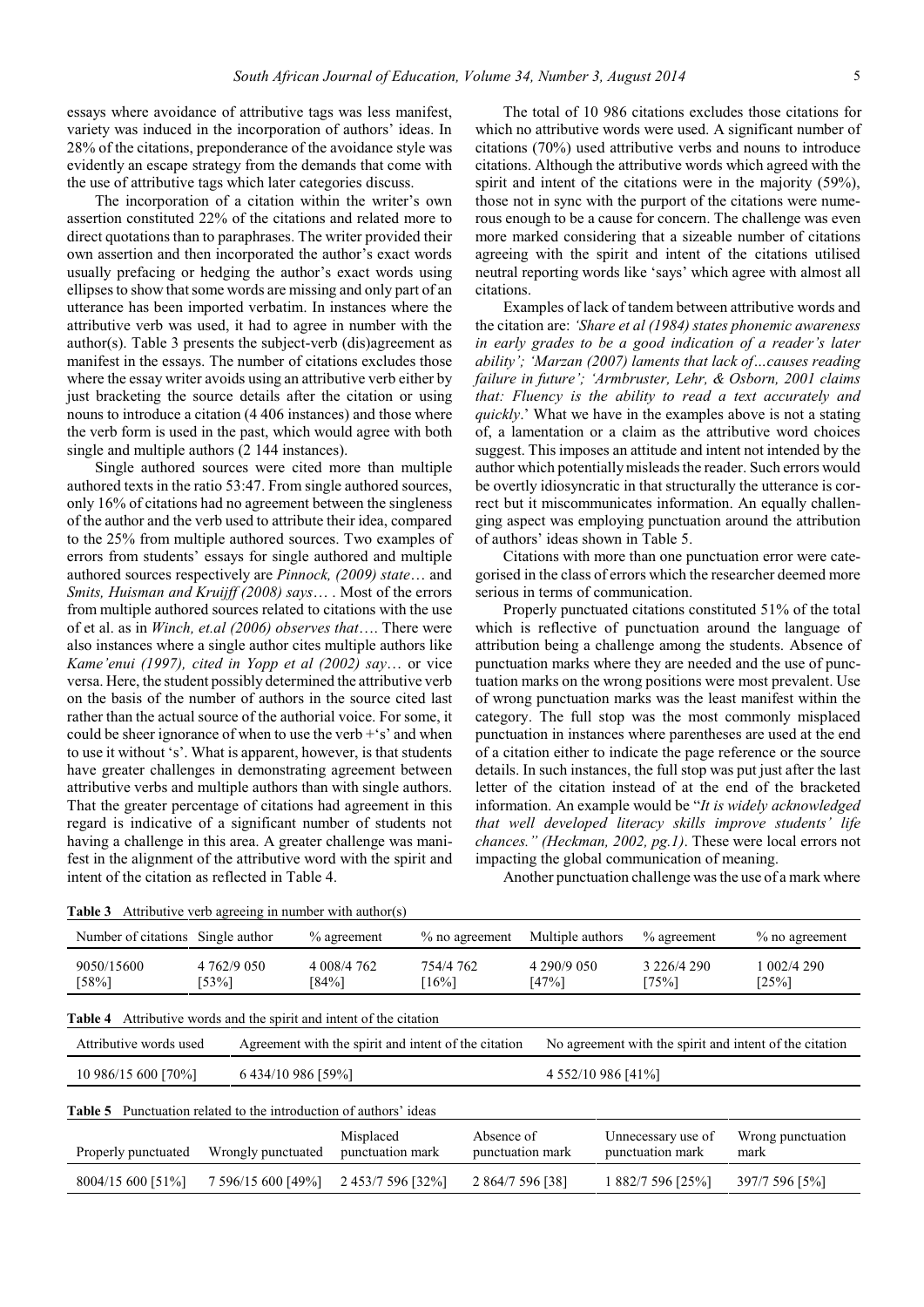essays where avoidance of attributive tags was less manifest, variety was induced in the incorporation of authors' ideas. In 28% of the citations, preponderance of the avoidance style was evidently an escape strategy from the demands that come with the use of attributive tags which later categories discuss.

The incorporation of a citation within the writer's own assertion constituted 22% of the citations and related more to direct quotations than to paraphrases. The writer provided their own assertion and then incorporated the author's exact words usually prefacing or hedging the author's exact words using ellipses to show that some words are missing and only part of an utterance has been imported verbatim. In instances where the attributive verb was used, it had to agree in number with the author(s). Table 3 presents the subject-verb (dis)agreement as manifest in the essays. The number of citations excludes those where the essay writer avoids using an attributive verb either by just bracketing the source details after the citation or using nouns to introduce a citation (4 406 instances) and those where the verb form is used in the past, which would agree with both single and multiple authors (2 144 instances).

Single authored sources were cited more than multiple authored texts in the ratio 53:47. From single authored sources, only 16% of citations had no agreement between the singleness of the author and the verb used to attribute their idea, compared to the 25% from multiple authored sources. Two examples of errors from students' essays for single authored and multiple authored sources respectively are *Pinnock, (2009) state*… and *Smits, Huisman and Kruijff (2008) says*… . Most of the errors from multiple authored sources related to citations with the use of et al. as in *Winch, et.al (2006) observes that*…. There were also instances where a single author cites multiple authors like *Kame'enui (1997), cited in Yopp et al (2002) say*… or vice versa. Here, the student possibly determined the attributive verb on the basis of the number of authors in the source cited last rather than the actual source of the authorial voice. For some, it could be sheer ignorance of when to use the verb +'s' and when to use it without 's'. What is apparent, however, is that students have greater challenges in demonstrating agreement between attributive verbs and multiple authors than with single authors. That the greater percentage of citations had agreement in this regard is indicative of a significant number of students not having a challenge in this area. A greater challenge was manifest in the alignment of the attributive word with the spirit and intent of the citation as reflected in Table 4.

The total of 10 986 citations excludes those citations for which no attributive words were used. A significant number of citations (70%) used attributive verbs and nouns to introduce citations. Although the attributive words which agreed with the spirit and intent of the citations were in the majority (59%), those not in sync with the purport of the citations were numerous enough to be a cause for concern. The challenge was even more marked considering that a sizeable number of citations agreeing with the spirit and intent of the citations utilised neutral reporting words like 'says' which agree with almost all citations.

Examples of lack of tandem between attributive words and the citation are: *'Share et al (1984) states phonemic awareness in early grades to be a good indication of a reader's later ability'; 'Marzan (2007) laments that lack of…causes reading failure in future'; 'Armbruster, Lehr, & Osborn, 2001 claims that: Fluency is the ability to read a text accurately and quickly*.' What we have in the examples above is not a stating of, a lamentation or a claim as the attributive word choices suggest. This imposes an attitude and intent not intended by the author which potentially misleads the reader. Such errors would be overtly idiosyncratic in that structurally the utterance is correct but it miscommunicates information. An equally challenging aspect was employing punctuation around the attribution of authors' ideas shown in Table 5.

Citations with more than one punctuation error were categorised in the class of errors which the researcher deemed more serious in terms of communication.

Properly punctuated citations constituted 51% of the total which is reflective of punctuation around the language of attribution being a challenge among the students. Absence of punctuation marks where they are needed and the use of punctuation marks on the wrong positions were most prevalent. Use of wrong punctuation marks was the least manifest within the category. The full stop was the most commonly misplaced punctuation in instances where parentheses are used at the end of a citation either to indicate the page reference or the source details. In such instances, the full stop was put just after the last letter of the citation instead of at the end of the bracketed information. An example would be "*It is widely acknowledged that well developed literacy skills improve students' life chances." (Heckman, 2002, pg.1)*. These were local errors not impacting the global communication of meaning.

Another punctuation challenge was the use of a mark where

**Table 3** Attributive verb agreeing in number with author(s)

| Number of citations | Single author | % agreement | % no agreement | Multiple authors | % agreement | % no agreement |
|---|---|---|---|---|---|---|
| 9050/15600 [58%] | 4 762/9 050 [53%] | 4 008/4 762 [84%] | 754/4 762 [16%] | 4 290/9 050 [47%] | 3 226/4 290 [75%] | 1 002/4 290 [25%] |

**Table 4** Attributive words and the spirit and intent of the citation

| Attributive words used | Agreement with the spirit and intent of the citation | No agreement with the spirit and intent of the citation |
|---|---|---|
| 10 986/15 600 [70%] | 6 434/10 986 [59%] | 4 552/10 986 [41%] |

**Table 5** Punctuation related to the introduction of authors' ideas

| Properly punctuated | Wrongly punctuated | Misplaced punctuation mark | Absence of punctuation mark | Unnecessary use of punctuation mark | Wrong punctuation mark |
|---|---|---|---|---|---|
| 8004/15 600 [51%] | 7 596/15 600 [49%] | 2 453/7 596 [32%] | 2 864/7 596 [38] | 1 882/7 596 [25%] | 397/7 596 [5%] |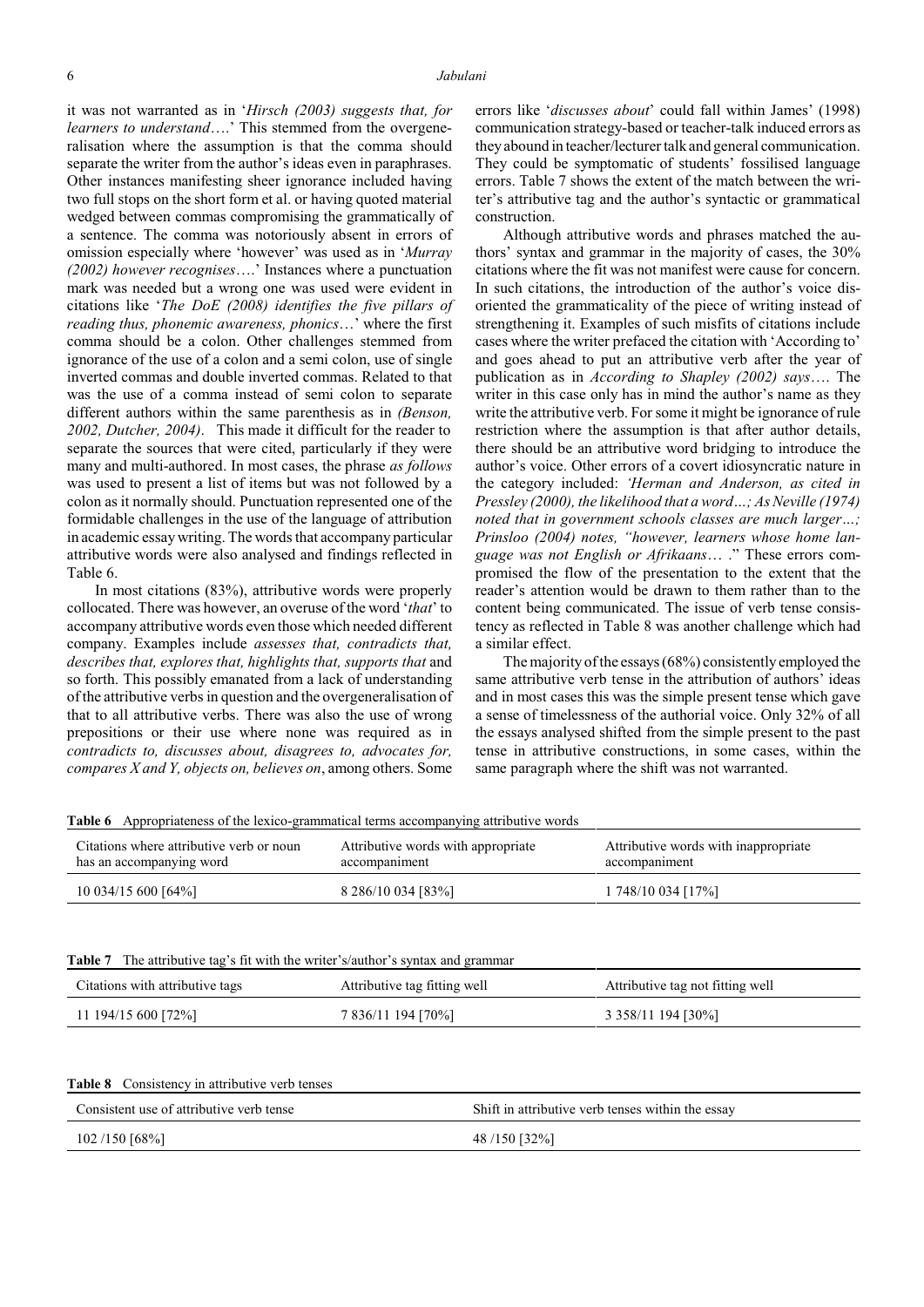it was not warranted as in '*Hirsch (2003) suggests that, for learners to understand*….' This stemmed from the overgeneralisation where the assumption is that the comma should separate the writer from the author's ideas even in paraphrases. Other instances manifesting sheer ignorance included having two full stops on the short form et al. or having quoted material wedged between commas compromising the grammatically of a sentence. The comma was notoriously absent in errors of omission especially where 'however' was used as in '*Murray (2002) however recognises*….' Instances where a punctuation mark was needed but a wrong one was used were evident in citations like '*The DoE (2008) identifies the five pillars of reading thus, phonemic awareness, phonics*…' where the first comma should be a colon. Other challenges stemmed from ignorance of the use of a colon and a semi colon, use of single inverted commas and double inverted commas. Related to that was the use of a comma instead of semi colon to separate different authors within the same parenthesis as in *(Benson, 2002, Dutcher, 2004)*. This made it difficult for the reader to separate the sources that were cited, particularly if they were many and multi-authored. In most cases, the phrase *as follows* was used to present a list of items but was not followed by a colon as it normally should. Punctuation represented one of the formidable challenges in the use of the language of attribution in academic essay writing. The words that accompany particular attributive words were also analysed and findings reflected in Table 6.

In most citations (83%), attributive words were properly collocated. There was however, an overuse of the word '*that*' to accompany attributive words even those which needed different company. Examples include *assesses that, contradicts that, describes that, explores that, highlights that, supports that* and so forth. This possibly emanated from a lack of understanding of the attributive verbs in question and the overgeneralisation of that to all attributive verbs. There was also the use of wrong prepositions or their use where none was required as in *contradicts to, discusses about, disagrees to, advocates for, compares X and Y, objects on, believes on*, among others. Some errors like '*discusses about*' could fall within James' (1998) communication strategy-based or teacher-talk induced errors as they abound in teacher/lecturer talk and general communication. They could be symptomatic of students' fossilised language errors. Table 7 shows the extent of the match between the writer's attributive tag and the author's syntactic or grammatical construction.

Although attributive words and phrases matched the authors' syntax and grammar in the majority of cases, the 30% citations where the fit was not manifest were cause for concern. In such citations, the introduction of the author's voice disoriented the grammaticality of the piece of writing instead of strengthening it. Examples of such misfits of citations include cases where the writer prefaced the citation with 'According to' and goes ahead to put an attributive verb after the year of publication as in *According to Shapley (2002) says*…. The writer in this case only has in mind the author's name as they write the attributive verb. For some it might be ignorance of rule restriction where the assumption is that after author details, there should be an attributive word bridging to introduce the author's voice. Other errors of a covert idiosyncratic nature in the category included: *'Herman and Anderson, as cited in Pressley (2000), the likelihood that a word…; As Neville (1974) noted that in government schools classes are much larger…; Prinsloo (2004) notes, "however, learners whose home language was not English or Afrikaans*… ." These errors compromised the flow of the presentation to the extent that the reader's attention would be drawn to them rather than to the content being communicated. The issue of verb tense consistency as reflected in Table 8 was another challenge which had a similar effect.

The majority of the essays (68%) consistently employed the same attributive verb tense in the attribution of authors' ideas and in most cases this was the simple present tense which gave a sense of timelessness of the authorial voice. Only 32% of all the essays analysed shifted from the simple present to the past tense in attributive constructions, in some cases, within the same paragraph where the shift was not warranted.

**Table 6** Appropriateness of the lexico-grammatical terms accompanying attributive words

| Citations where attributive verb or noun has an accompanying word | Attributive words with appropriate accompaniment | Attributive words with inappropriate accompaniment |
|---|---|---|
| 10 034/15 600 [64%] | 8 286/10 034 [83%] | 1 748/10 034 [17%] |

**Table 7** The attributive tag's fit with the writer's/author's syntax and grammar

| Citations with attributive tags | Attributive tag fitting well | Attributive tag not fitting well |
|---|---|---|
| 11 194/15 600 [72%] | 7 836/11 194 [70%] | 3 358/11 194 [30%] |

**Table 8** Consistency in attributive verb tenses

| Consistent use of attributive verb tense | Shift in attributive verb tenses within the essay |
|---|---|
| 102 /150 [68%] | 48 /150 [32%] |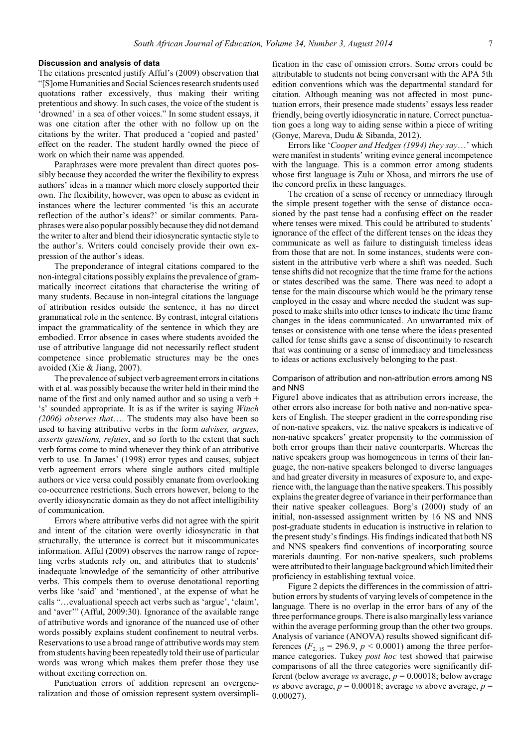### Discussion and analysis of data

The citations presented justify Afful's (2009) observation that "[S]ome Humanities and Social Sciences research students used quotations rather excessively, thus making their writing pretentious and showy. In such cases, the voice of the student is 'drowned' in a sea of other voices." In some student essays, it was one citation after the other with no follow up on the citations by the writer. That produced a 'copied and pasted' effect on the reader. The student hardly owned the piece of work on which their name was appended.

Paraphrases were more prevalent than direct quotes possibly because they accorded the writer the flexibility to express authors' ideas in a manner which more closely supported their own. The flexibility, however, was open to abuse as evident in instances where the lecturer commented 'is this an accurate reflection of the author's ideas?' or similar comments. Paraphrases were also popular possibly because they did not demand the writer to alter and blend their idiosyncratic syntactic style to the author's. Writers could concisely provide their own expression of the author's ideas.

The preponderance of integral citations compared to the non-integral citations possibly explains the prevalence of grammatically incorrect citations that characterise the writing of many students. Because in non-integral citations the language of attribution resides outside the sentence, it has no direct grammatical role in the sentence. By contrast, integral citations impact the grammaticality of the sentence in which they are embodied. Error absence in cases where students avoided the use of attributive language did not necessarily reflect student competence since problematic structures may be the ones avoided (Xie & Jiang, 2007).

The prevalence of subject verb agreement errors in citations with et al. was possibly because the writer held in their mind the name of the first and only named author and so using a verb + 's' sounded appropriate. It is as if the writer is saying *Winch (2006) observes that*…. The students may also have been so used to having attributive verbs in the form *advises, argues, asserts questions, refutes*, and so forth to the extent that such verb forms come to mind whenever they think of an attributive verb to use. In James' (1998) error types and causes, subject verb agreement errors where single authors cited multiple authors or vice versa could possibly emanate from overlooking co-occurrence restrictions. Such errors however, belong to the overtly idiosyncratic domain as they do not affect intelligibility of communication.

Errors where attributive verbs did not agree with the spirit and intent of the citation were overtly idiosyncratic in that structurally, the utterance is correct but it miscommunicates information. Afful (2009) observes the narrow range of reporting verbs students rely on, and attributes that to students' inadequate knowledge of the semanticity of other attributive verbs. This compels them to overuse denotational reporting verbs like 'said' and 'mentioned', at the expense of what he calls "…evaluational speech act verbs such as 'argue', 'claim', and 'aver'" (Afful, 2009:30). Ignorance of the available range of attributive words and ignorance of the nuanced use of other words possibly explains student confinement to neutral verbs. Reservations to use a broad range of attributive words may stem from students having been repeatedly told their use of particular words was wrong which makes them prefer those they use without exciting correction on.

Punctuation errors of addition represent an overgeneralization and those of omission represent system oversimplification in the case of omission errors. Some errors could be attributable to students not being conversant with the APA 5th edition conventions which was the departmental standard for citation. Although meaning was not affected in most punctuation errors, their presence made students' essays less reader friendly, being overtly idiosyncratic in nature. Correct punctuation goes a long way to aiding sense within a piece of writing (Gonye, Mareva, Dudu & Sibanda, 2012).

Errors like '*Cooper and Hedges (1994) they say*…' which were manifest in students' writing evince general incompetence with the language. This is a common error among students whose first language is Zulu or Xhosa, and mirrors the use of the concord prefix in these languages.

The creation of a sense of recency or immediacy through the simple present together with the sense of distance occasioned by the past tense had a confusing effect on the reader where tenses were mixed. This could be attributed to students' ignorance of the effect of the different tenses on the ideas they communicate as well as failure to distinguish timeless ideas from those that are not. In some instances, students were consistent in the attributive verb where a shift was needed. Such tense shifts did not recognize that the time frame for the actions or states described was the same. There was need to adopt a tense for the main discourse which would be the primary tense employed in the essay and where needed the student was supposed to make shifts into other tenses to indicate the time frame changes in the ideas communicated. An unwarranted mix of tenses or consistence with one tense where the ideas presented called for tense shifts gave a sense of discontinuity to research that was continuing or a sense of immediacy and timelessness to ideas or actions exclusively belonging to the past.

#### Comparison of attribution and non-attribution errors among NS and NNS

Figure1 above indicates that as attribution errors increase, the other errors also increase for both native and non-native speakers of English. The steeper gradient in the corresponding rise of non-native speakers, viz. the native speakers is indicative of non-native speakers' greater propensity to the commission of both error groups than their native counterparts. Whereas the native speakers group was homogeneous in terms of their language, the non-native speakers belonged to diverse languages and had greater diversity in measures of exposure to, and experience with, the language than the native speakers. This possibly explains the greater degree of variance in their performance than their native speaker colleagues. Borg's (2000) study of an initial, non-assessed assignment written by 16 NS and NNS post-graduate students in education is instructive in relation to the present study's findings. His findings indicated that both NS and NNS speakers find conventions of incorporating source materials daunting. For non-native speakers, such problems were attributed to their language background which limited their proficiency in establishing textual voice.

Figure 2 depicts the differences in the commission of attribution errors by students of varying levels of competence in the language. There is no overlap in the error bars of any of the three performance groups. There is also marginally less variance within the average performing group than the other two groups. Analysis of variance (ANOVA) results showed significant differences ($F_{2,\,15} = 296.9$, $p < 0.0001$) among the three performance categories. Tukey *post hoc* test showed that pairwise comparisons of all the three categories were significantly different (below average *vs* average, $p = 0.00018$; below average *vs* above average, $p = 0.00018$; average *vs* above average, $p = 0.00027$).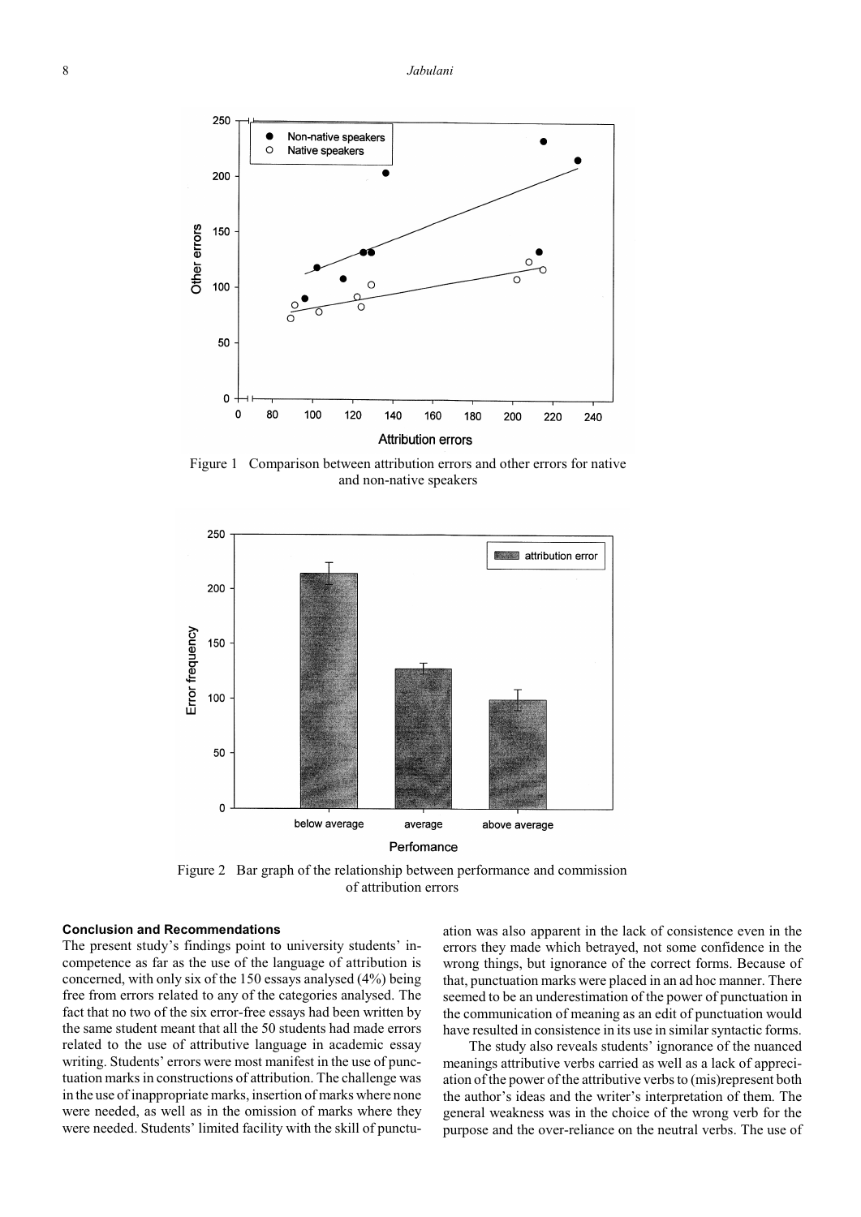Figure 1 Comparison between attribution errors and other errors for native and non-native speakers

Figure 2 Bar graph of the relationship between performance and commission of attribution errors

## Conclusion and Recommendations

The present study's findings point to university students' incompetence as far as the use of the language of attribution is concerned, with only six of the 150 essays analysed (4%) being free from errors related to any of the categories analysed. The fact that no two of the six error-free essays had been written by the same student meant that all the 50 students had made errors related to the use of attributive language in academic essay writing. Students' errors were most manifest in the use of punctuation marks in constructions of attribution. The challenge was in the use of inappropriate marks, insertion of marks where none were needed, as well as in the omission of marks where they were needed. Students' limited facility with the skill of punctuation was also apparent in the lack of consistence even in the errors they made which betrayed, not some confidence in the wrong things, but ignorance of the correct forms. Because of that, punctuation marks were placed in an ad hoc manner. There seemed to be an underestimation of the power of punctuation in the communication of meaning as an edit of punctuation would have resulted in consistence in its use in similar syntactic forms.

The study also reveals students' ignorance of the nuanced meanings attributive verbs carried as well as a lack of appreciation of the power of the attributive verbs to (mis)represent both the author's ideas and the writer's interpretation of them. The general weakness was in the choice of the wrong verb for the purpose and the over-reliance on the neutral verbs. The use of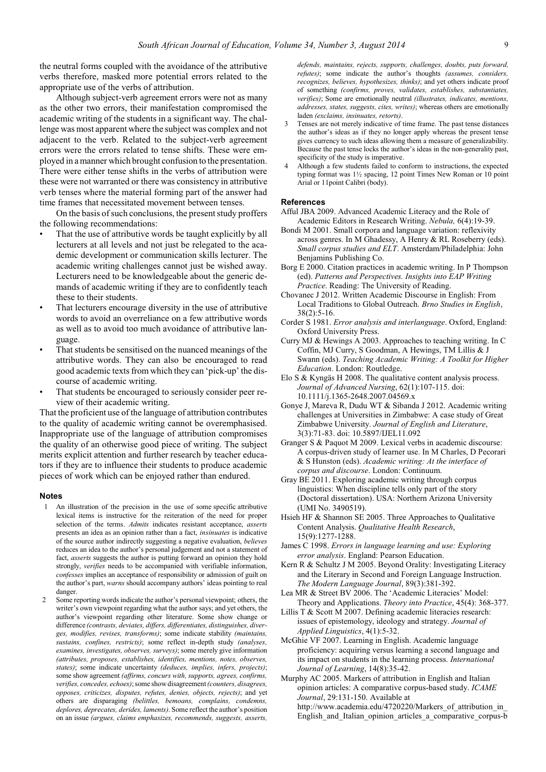the neutral forms coupled with the avoidance of the attributive verbs therefore, masked more potential errors related to the appropriate use of the verbs of attribution.

Although subject-verb agreement errors were not as many as the other two errors, their manifestation compromised the academic writing of the students in a significant way. The challenge was most apparent where the subject was complex and not adjacent to the verb. Related to the subject-verb agreement errors were the errors related to tense shifts. These were employed in a manner which brought confusion to the presentation. There were either tense shifts in the verbs of attribution were these were not warranted or there was consistency in attributive verb tenses where the material forming part of the answer had time frames that necessitated movement between tenses.

On the basis of such conclusions, the present study proffers the following recommendations:

- That the use of attributive words be taught explicitly by all lecturers at all levels and not just be relegated to the academic development or communication skills lecturer. The academic writing challenges cannot just be wished away. Lecturers need to be knowledgeable about the generic demands of academic writing if they are to confidently teach these to their students.
- That lecturers encourage diversity in the use of attributive words to avoid an overreliance on a few attributive words as well as to avoid too much avoidance of attributive language.
- That students be sensitised on the nuanced meanings of the attributive words. They can also be encouraged to read good academic texts from which they can 'pick-up' the discourse of academic writing.
- That students be encouraged to seriously consider peer review of their academic writing.

That the proficient use of the language of attribution contributes to the quality of academic writing cannot be overemphasised. Inappropriate use of the language of attribution compromises the quality of an otherwise good piece of writing. The subject merits explicit attention and further research by teacher educators if they are to influence their students to produce academic pieces of work which can be enjoyed rather than endured.

## Notes

1. An illustration of the precision in the use of some specific attributive lexical items is instructive for the reiteration of the need for proper selection of the terms. *Admits* indicates resistant acceptance, *asserts* presents an idea as an opinion rather than a fact, *insinuates* is indicative of the source author indirectly suggesting a negative evaluation, *believes* reduces an idea to the author's personal judgement and not a statement of fact, *asserts* suggests the author is putting forward an opinion they hold strongly, *verifies* needs to be accompanied with verifiable information, *confesses* implies an acceptance of responsibility or admission of guilt on the author's part, *warns* should accompany authors' ideas pointing to real danger.
2. Some reporting words indicate the author's personal viewpoint; others, the writer's own viewpoint regarding what the author says; and yet others, the author's viewpoint regarding other literature. Some show change or difference *(contrasts, deviates, differs, differentiates, distinguishes, diverges, modifies, revises, transforms)*; some indicate stability *(maintains, sustains, confines, restricts)*; some reflect in-depth study *(analyses, examines, investigates, observes, surveys)*; some merely give information *(attributes, proposes, establishes, identifies, mentions, notes, observes, states)*; some indicate uncertainty *(deduces, implies, infers, projects)*; some show agreement *(affirms, concurs with, supports, agrees, confirms, verifies, concedes, echoes)*; some show disagreement *(counters, disagrees, opposes, criticizes, disputes, refutes, denies, objects, rejects)*; and yet others are disparaging *(belittles, bemoans, complains, condemns, deplores, deprecates, derides, laments)*. Some reflect the author's position on an issue *(argues, claims emphasizes, recommends, suggests, asserts, defends, maintains, rejects, supports, challenges, doubts, puts forward, refutes)*; some indicate the author's thoughts *(assumes, considers, recognizes, believes, hypothesizes, thinks)*; and yet others indicate proof of something *(confirms, proves, validates, establishes, substantiates, verifies)*; Some are emotionally neutral *(illustrates, indicates, mentions, addresses, states, suggests, cites, writes)*; whereas others are emotionally laden *(exclaims, insinuates, retorts)*.
3. Tenses are not merely indicative of time frame. The past tense distances the author's ideas as if they no longer apply whereas the present tense gives currency to such ideas allowing them a measure of generalizability. Because the past tense locks the author's ideas in the non-generality past, specificity of the study is imperative.
4. Although a few students failed to conform to instructions, the expected typing format was 1½ spacing, 12 point Times New Roman or 10 point Arial or 11point Calibri (body).

## References

Afful JBA 2009. Advanced Academic Literacy and the Role of Academic Editors in Research Writing. *Nebula,* 6(4):19-39.

Bondi M 2001. Small corpora and language variation: reflexivity across genres. In M Ghadessy, A Henry & RL Roseberry (eds). *Small corpus studies and ELT*. Amsterdam/Philadelphia: John Benjamins Publishing Co.

Borg E 2000. Citation practices in academic writing. In P Thompson (ed). *Patterns and Perspectives. Insights into EAP Writing Practice*. Reading: The University of Reading.

Chovanec J 2012. Written Academic Discourse in English: From Local Traditions to Global Outreach. *Brno Studies in English*, 38(2):5-16.

Corder S 1981. *Error analysis and interlanguage*. Oxford, England: Oxford University Press.

Curry MJ & Hewings A 2003. Approaches to teaching writing. In C Coffin, MJ Curry, S Goodman, A Hewings, TM Lillis & J Swann (eds). *Teaching Academic Writing: A Toolkit for Higher Education*. London: Routledge.

Elo S & Kyngäs H 2008. The qualitative content analysis process. *Journal of Advanced Nursing*, 62(1):107-115. doi: 10.1111/j.1365-2648.2007.04569.x

Gonye J, Mareva R, Dudu WT & Sibanda J 2012. Academic writing challenges at Universities in Zimbabwe: A case study of Great Zimbabwe University. *Journal of English and Literature*, 3(3):71-83. doi: 10.5897/IJEL11.092

Granger S & Paquot M 2009. Lexical verbs in academic discourse: A corpus-driven study of learner use. In M Charles, D Pecorari & S Hunston (eds). *Academic writing: At the interface of corpus and discourse*. London: Continuum.

Gray BE 2011. Exploring academic writing through corpus linguistics: When discipline tells only part of the story (Doctoral dissertation). USA: Northern Arizona University (UMI No. 3490519).

Hsieh HF & Shannon SE 2005. Three Approaches to Qualitative Content Analysis. *Qualitative Health Research*, 15(9):1277-1288.

James C 1998. *Errors in language learning and use: Exploring error analysis*. England: Pearson Education.

Kern R & Schultz J M 2005. Beyond Orality: Investigating Literacy and the Literary in Second and Foreign Language Instruction. *The Modern Language Journal*, 89(3):381-392.

Lea MR & Street BV 2006. The 'Academic Literacies' Model: Theory and Applications. *Theory into Practice*, 45(4): 368-377.

Lillis T & Scott M 2007. Defining academic literacies research: issues of epistemology, ideology and strategy. *Journal of Applied Linguistics*, 4(1):5-32.

McGhie VF 2007. Learning in English. Academic language proficiency: acquiring versus learning a second language and its impact on students in the learning process. *International Journal of Learning*, 14(8):35-42.

Murphy AC 2005. Markers of attribution in English and Italian opinion articles: A comparative corpus-based study. *ICAME Journal*, 29:131-150. Available at http://www.academia.edu/4720220/Markers_of_attribution_in_English_and_Italian_opinion_articles_a_comparative_corpus-b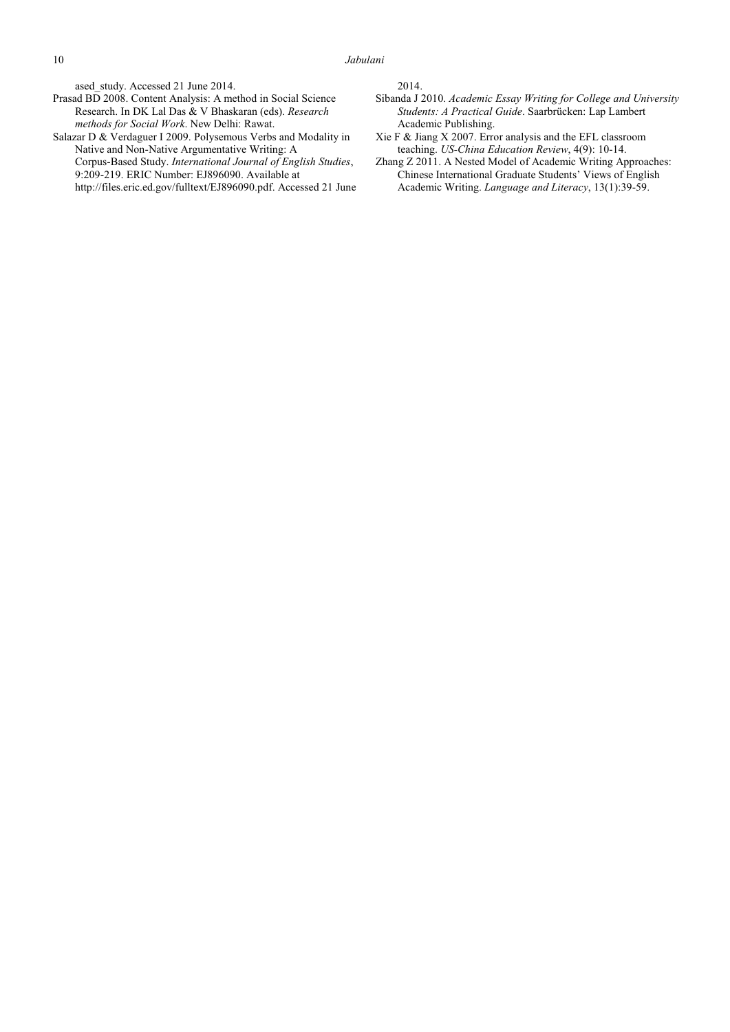ased_study. Accessed 21 June 2014.

Prasad BD 2008. Content Analysis: A method in Social Science Research. In DK Lal Das & V Bhaskaran (eds). *Research methods for Social Work*. New Delhi: Rawat.

Salazar D & Verdaguer I 2009. Polysemous Verbs and Modality in Native and Non-Native Argumentative Writing: A Corpus-Based Study. *International Journal of English Studies*, 9:209-219. ERIC Number: EJ896090. Available at http://files.eric.ed.gov/fulltext/EJ896090.pdf. Accessed 21 June 2014.

Sibanda J 2010. *Academic Essay Writing for College and University Students: A Practical Guide*. Saarbrücken: Lap Lambert Academic Publishing.

Xie F & Jiang X 2007. Error analysis and the EFL classroom teaching. *US-China Education Review*, 4(9): 10-14.

Zhang Z 2011. A Nested Model of Academic Writing Approaches: Chinese International Graduate Students' Views of English Academic Writing. *Language and Literacy*, 13(1):39-59.